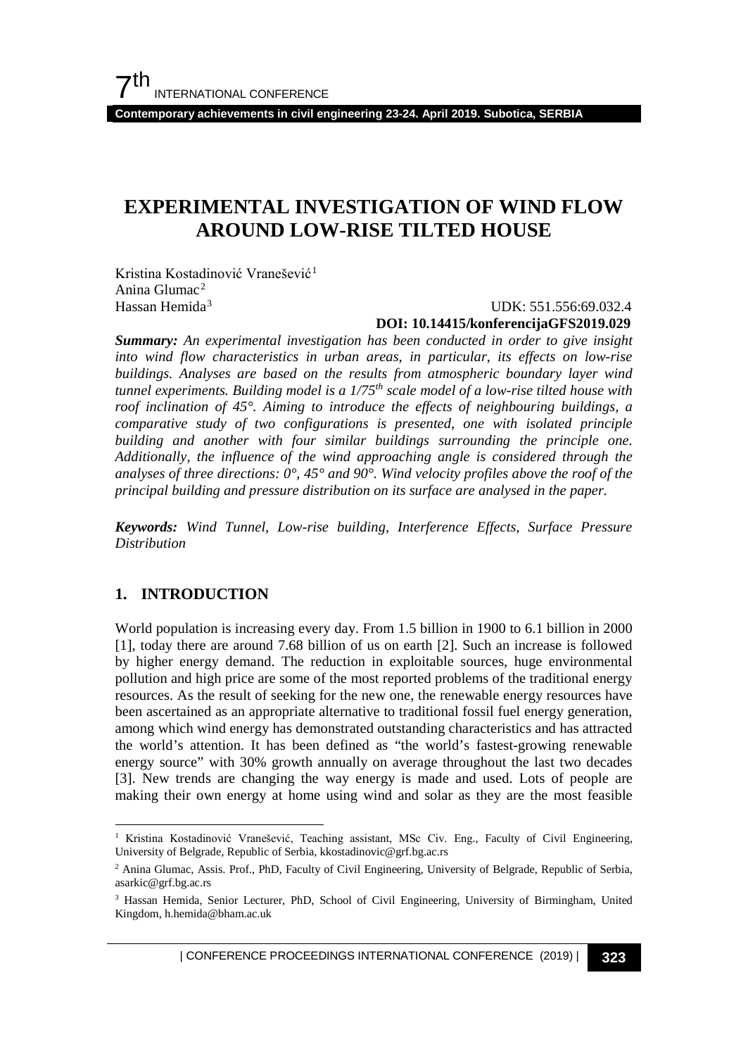# EXPERIMENTAL INVESTIGATION OF WIND FLOW AROUND LOW-RISE TILTED HOUSE

Kristina Kostadinović Vranešević[1]
Anina Glumac[2]
Hassan Hemida[3]

UDK: 551.556:69.032.4
**DOI: 10.14415/konferencijaGFS2019.029**

***Summary:*** *An experimental investigation has been conducted in order to give insight into wind flow characteristics in urban areas, in particular, its effects on low-rise buildings. Analyses are based on the results from atmospheric boundary layer wind tunnel experiments. Building model is a 1/75th scale model of a low-rise tilted house with roof inclination of 45°. Aiming to introduce the effects of neighbouring buildings, a comparative study of two configurations is presented, one with isolated principle building and another with four similar buildings surrounding the principle one. Additionally, the influence of the wind approaching angle is considered through the analyses of three directions: 0°, 45° and 90°. Wind velocity profiles above the roof of the principal building and pressure distribution on its surface are analysed in the paper.*

***Keywords:*** *Wind Tunnel, Low-rise building, Interference Effects, Surface Pressure Distribution*

## 1. INTRODUCTION

World population is increasing every day. From 1.5 billion in 1900 to 6.1 billion in 2000 [1], today there are around 7.68 billion of us on earth [2]. Such an increase is followed by higher energy demand. The reduction in exploitable sources, huge environmental pollution and high price are some of the most reported problems of the traditional energy resources. As the result of seeking for the new one, the renewable energy resources have been ascertained as an appropriate alternative to traditional fossil fuel energy generation, among which wind energy has demonstrated outstanding characteristics and has attracted the world's attention. It has been defined as "the world's fastest-growing renewable energy source" with 30% growth annually on average throughout the last two decades [3]. New trends are changing the way energy is made and used. Lots of people are making their own energy at home using wind and solar as they are the most feasible

---

[1] Kristina Kostadinović Vranešević, Teaching assistant, MSc Civ. Eng., Faculty of Civil Engineering, University of Belgrade, Republic of Serbia, kkostadinovic@grf.bg.ac.rs

[2] Anina Glumac, Assis. Prof., PhD, Faculty of Civil Engineering, University of Belgrade, Republic of Serbia, asarkic@grf.bg.ac.rs

[3] Hassan Hemida, Senior Lecturer, PhD, School of Civil Engineering, University of Birmingham, United Kingdom, h.hemida@bham.ac.uk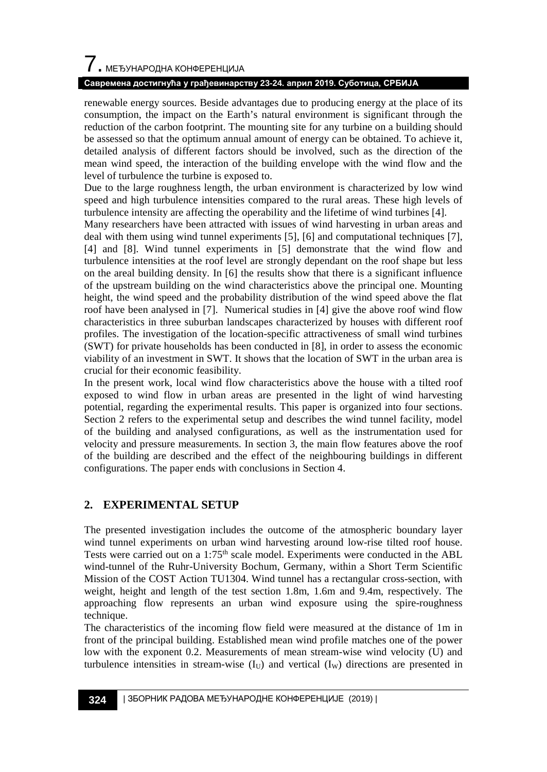renewable energy sources. Beside advantages due to producing energy at the place of its consumption, the impact on the Earth's natural environment is significant through the reduction of the carbon footprint. The mounting site for any turbine on a building should be assessed so that the optimum annual amount of energy can be obtained. To achieve it, detailed analysis of different factors should be involved, such as the direction of the mean wind speed, the interaction of the building envelope with the wind flow and the level of turbulence the turbine is exposed to.

Due to the large roughness length, the urban environment is characterized by low wind speed and high turbulence intensities compared to the rural areas. These high levels of turbulence intensity are affecting the operability and the lifetime of wind turbines [4].

Many researchers have been attracted with issues of wind harvesting in urban areas and deal with them using wind tunnel experiments [5], [6] and computational techniques [7], [4] and [8]. Wind tunnel experiments in [5] demonstrate that the wind flow and turbulence intensities at the roof level are strongly dependant on the roof shape but less on the areal building density. In [6] the results show that there is a significant influence of the upstream building on the wind characteristics above the principal one. Mounting height, the wind speed and the probability distribution of the wind speed above the flat roof have been analysed in [7]. Numerical studies in [4] give the above roof wind flow characteristics in three suburban landscapes characterized by houses with different roof profiles. The investigation of the location-specific attractiveness of small wind turbines (SWT) for private households has been conducted in [8], in order to assess the economic viability of an investment in SWT. It shows that the location of SWT in the urban area is crucial for their economic feasibility.

In the present work, local wind flow characteristics above the house with a tilted roof exposed to wind flow in urban areas are presented in the light of wind harvesting potential, regarding the experimental results. This paper is organized into four sections. Section 2 refers to the experimental setup and describes the wind tunnel facility, model of the building and analysed configurations, as well as the instrumentation used for velocity and pressure measurements. In section 3, the main flow features above the roof of the building are described and the effect of the neighbouring buildings in different configurations. The paper ends with conclusions in Section 4.

## 2. EXPERIMENTAL SETUP

The presented investigation includes the outcome of the atmospheric boundary layer wind tunnel experiments on urban wind harvesting around low-rise tilted roof house. Tests were carried out on a 1:75th scale model. Experiments were conducted in the ABL wind-tunnel of the Ruhr-University Bochum, Germany, within a Short Term Scientific Mission of the COST Action TU1304. Wind tunnel has a rectangular cross-section, with weight, height and length of the test section 1.8m, 1.6m and 9.4m, respectively. The approaching flow represents an urban wind exposure using the spire-roughness technique.

The characteristics of the incoming flow field were measured at the distance of 1m in front of the principal building. Established mean wind profile matches one of the power low with the exponent 0.2. Measurements of mean stream-wise wind velocity (U) and turbulence intensities in stream-wise ($I_U$) and vertical ($I_W$) directions are presented in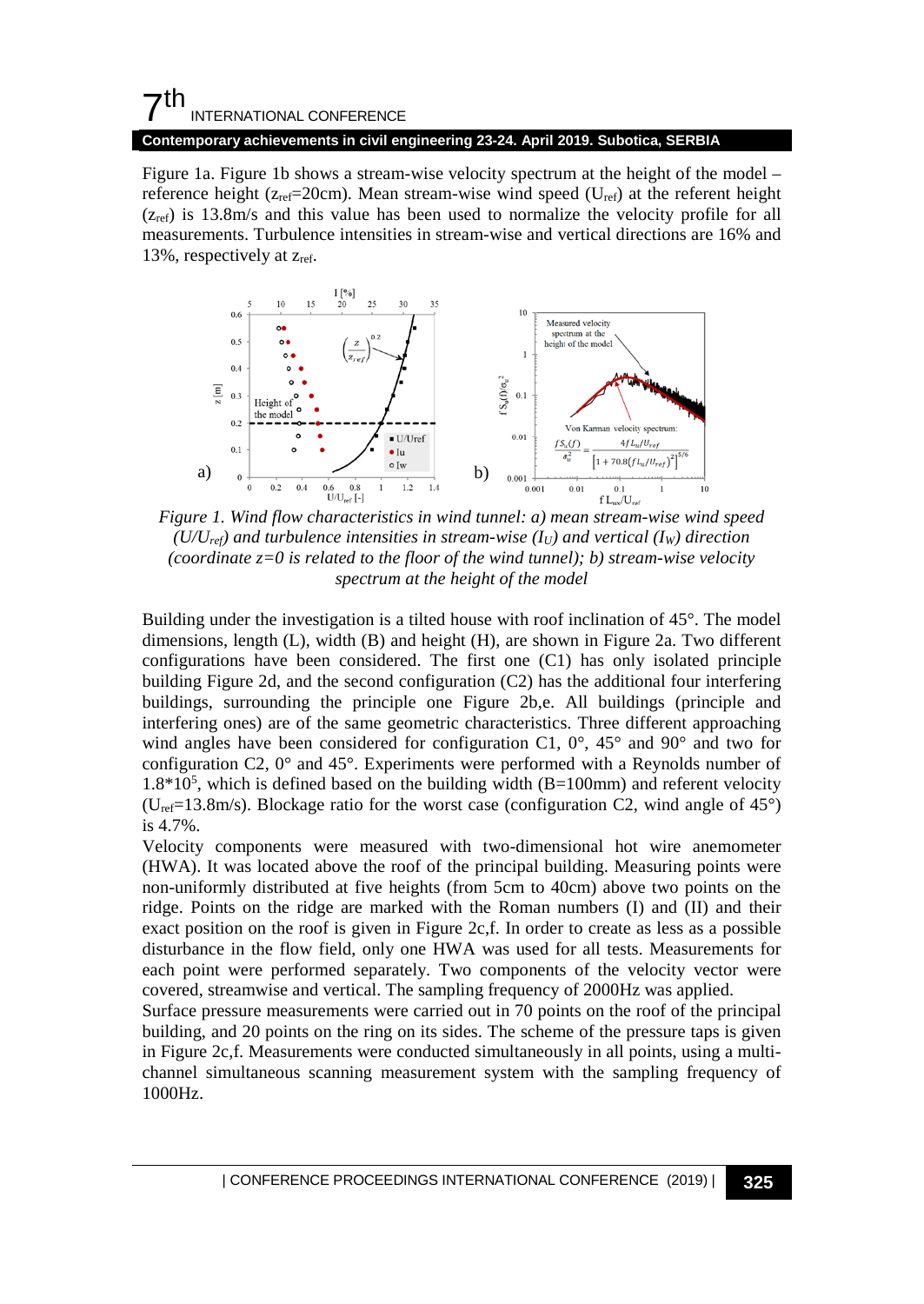Figure 1a. Figure 1b shows a stream-wise velocity spectrum at the height of the model – reference height ($z_{ref}$=20cm). Mean stream-wise wind speed ($U_{ref}$) at the referent height ($z_{ref}$) is 13.8m/s and this value has been used to normalize the velocity profile for all measurements. Turbulence intensities in stream-wise and vertical directions are 16% and 13%, respectively at $z_{ref}$.

*Figure 1. Wind flow characteristics in wind tunnel: a) mean stream-wise wind speed ($U/U_{ref}$) and turbulence intensities in stream-wise ($I_U$) and vertical ($I_W$) direction (coordinate z=0 is related to the floor of the wind tunnel); b) stream-wise velocity spectrum at the height of the model*

Building under the investigation is a tilted house with roof inclination of 45°. The model dimensions, length (L), width (B) and height (H), are shown in Figure 2a. Two different configurations have been considered. The first one (C1) has only isolated principle building Figure 2d, and the second configuration (C2) has the additional four interfering buildings, surrounding the principle one Figure 2b,e. All buildings (principle and interfering ones) are of the same geometric characteristics. Three different approaching wind angles have been considered for configuration C1, 0°, 45° and 90° and two for configuration C2, 0° and 45°. Experiments were performed with a Reynolds number of $1.8 \cdot 10^5$, which is defined based on the building width (B=100mm) and referent velocity ($U_{ref}$=13.8m/s). Blockage ratio for the worst case (configuration C2, wind angle of 45°) is 4.7%.

Velocity components were measured with two-dimensional hot wire anemometer (HWA). It was located above the roof of the principal building. Measuring points were non-uniformly distributed at five heights (from 5cm to 40cm) above two points on the ridge. Points on the ridge are marked with the Roman numbers (I) and (II) and their exact position on the roof is given in Figure 2c,f. In order to create as less as a possible disturbance in the flow field, only one HWA was used for all tests. Measurements for each point were performed separately. Two components of the velocity vector were covered, streamwise and vertical. The sampling frequency of 2000Hz was applied.

Surface pressure measurements were carried out in 70 points on the roof of the principal building, and 20 points on the ring on its sides. The scheme of the pressure taps is given in Figure 2c,f. Measurements were conducted simultaneously in all points, using a multi-channel simultaneous scanning measurement system with the sampling frequency of 1000Hz.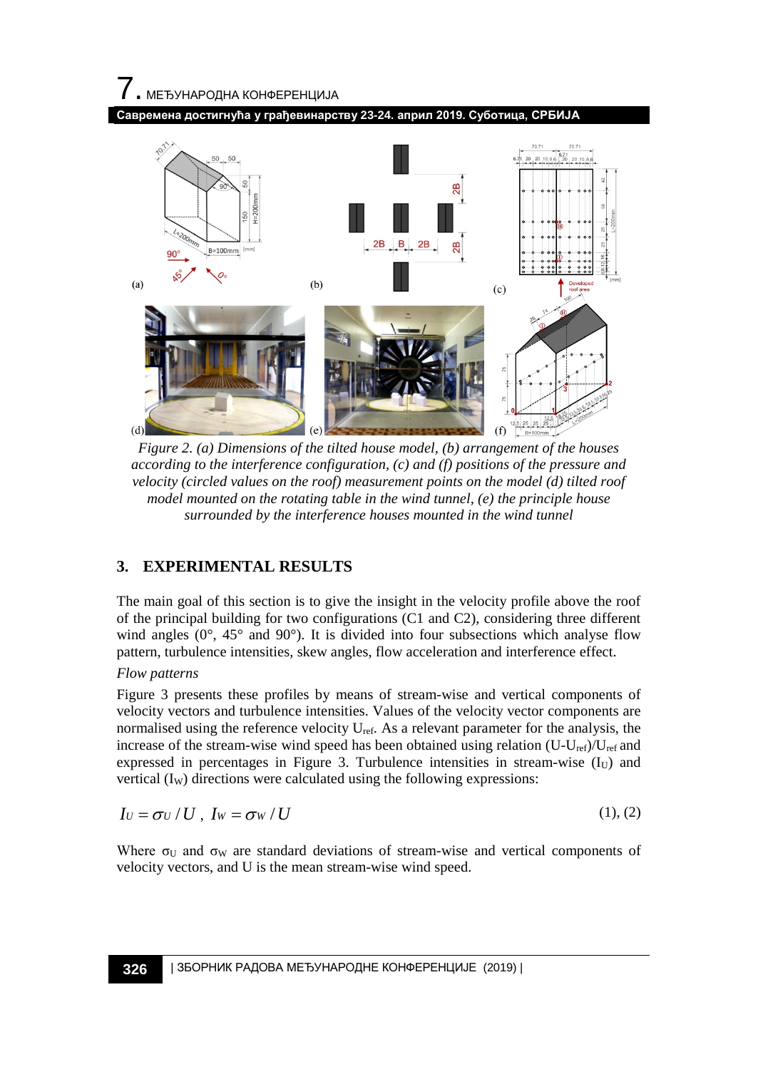*Figure 2. (a) Dimensions of the tilted house model, (b) arrangement of the houses according to the interference configuration, (c) and (f) positions of the pressure and velocity (circled values on the roof) measurement points on the model (d) tilted roof model mounted on the rotating table in the wind tunnel, (e) the principle house surrounded by the interference houses mounted in the wind tunnel*

## 3. EXPERIMENTAL RESULTS

The main goal of this section is to give the insight in the velocity profile above the roof of the principal building for two configurations (C1 and C2), considering three different wind angles (0°, 45° and 90°). It is divided into four subsections which analyse flow pattern, turbulence intensities, skew angles, flow acceleration and interference effect.

*Flow patterns*

Figure 3 presents these profiles by means of stream-wise and vertical components of velocity vectors and turbulence intensities. Values of the velocity vector components are normalised using the reference velocity $U_{ref}$. As a relevant parameter for the analysis, the increase of the stream-wise wind speed has been obtained using relation $(U-U_{ref})/U_{ref}$ and expressed in percentages in Figure 3. Turbulence intensities in stream-wise ($I_U$) and vertical ($I_W$) directions were calculated using the following expressions:

$$I_U = \sigma_U / U \,,\; I_W = \sigma_W / U \qquad (1), (2)$$

Where $\sigma_U$ and $\sigma_W$ are standard deviations of stream-wise and vertical components of velocity vectors, and U is the mean stream-wise wind speed.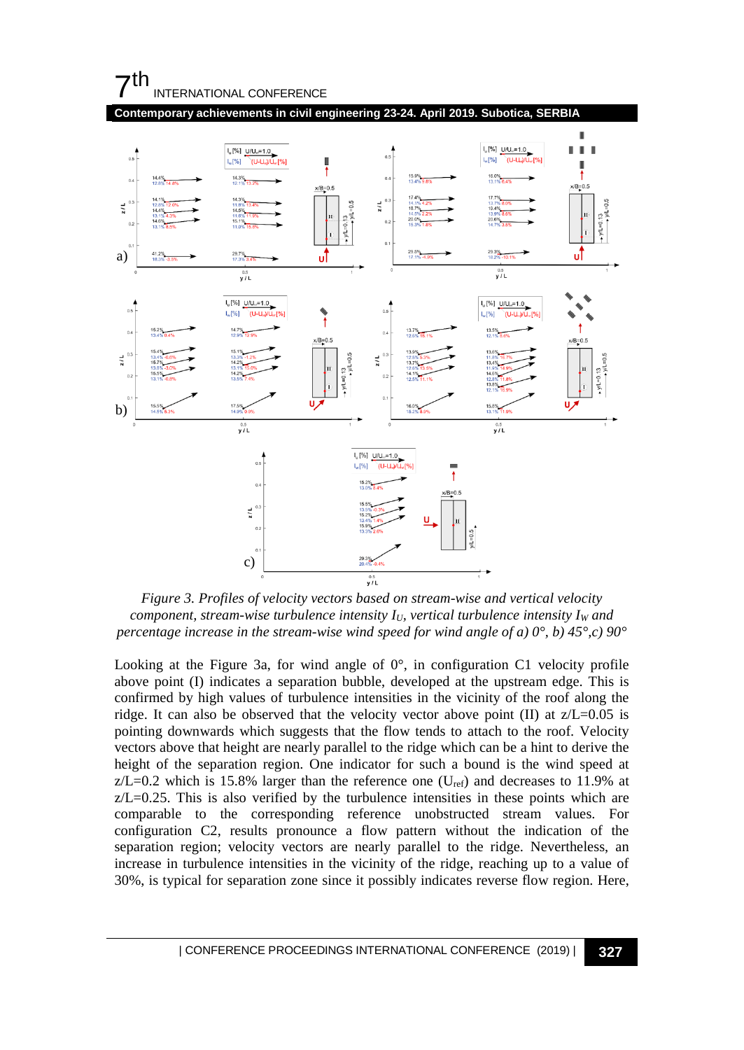*Figure 3. Profiles of velocity vectors based on stream-wise and vertical velocity component, stream-wise turbulence intensity $I_U$, vertical turbulence intensity $I_W$ and percentage increase in the stream-wise wind speed for wind angle of a) 0°, b) 45°,c) 90°*

Looking at the Figure 3a, for wind angle of 0°, in configuration C1 velocity profile above point (I) indicates a separation bubble, developed at the upstream edge. This is confirmed by high values of turbulence intensities in the vicinity of the roof along the ridge. It can also be observed that the velocity vector above point (II) at z/L=0.05 is pointing downwards which suggests that the flow tends to attach to the roof. Velocity vectors above that height are nearly parallel to the ridge which can be a hint to derive the height of the separation region. One indicator for such a bound is the wind speed at z/L=0.2 which is 15.8% larger than the reference one ($U_{ref}$) and decreases to 11.9% at z/L=0.25. This is also verified by the turbulence intensities in these points which are comparable to the corresponding reference unobstructed stream values. For configuration C2, results pronounce a flow pattern without the indication of the separation region; velocity vectors are nearly parallel to the ridge. Nevertheless, an increase in turbulence intensities in the vicinity of the ridge, reaching up to a value of 30%, is typical for separation zone since it possibly indicates reverse flow region. Here,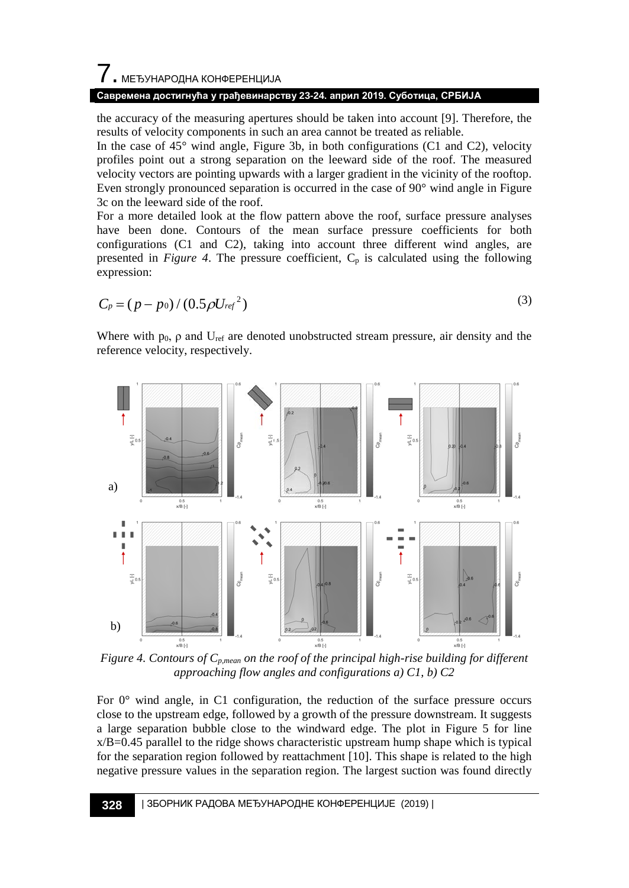the accuracy of the measuring apertures should be taken into account [9]. Therefore, the results of velocity components in such an area cannot be treated as reliable.

In the case of 45° wind angle, Figure 3b, in both configurations (C1 and C2), velocity profiles point out a strong separation on the leeward side of the roof. The measured velocity vectors are pointing upwards with a larger gradient in the vicinity of the rooftop. Even strongly pronounced separation is occurred in the case of 90° wind angle in Figure 3c on the leeward side of the roof.

For a more detailed look at the flow pattern above the roof, surface pressure analyses have been done. Contours of the mean surface pressure coefficients for both configurations (C1 and C2), taking into account three different wind angles, are presented in *Figure 4*. The pressure coefficient, $C_p$ is calculated using the following expression:

$$C_p = (p - p_0) / (0.5 \rho U_{ref}^2) \tag{3}$$

Where with $p_0$, ρ and $U_{ref}$ are denoted unobstructed stream pressure, air density and the reference velocity, respectively.

*Figure 4. Contours of $C_{p,mean}$ on the roof of the principal high-rise building for different approaching flow angles and configurations a) C1, b) C2*

For 0° wind angle, in C1 configuration, the reduction of the surface pressure occurs close to the upstream edge, followed by a growth of the pressure downstream. It suggests a large separation bubble close to the windward edge. The plot in Figure 5 for line x/B=0.45 parallel to the ridge shows characteristic upstream hump shape which is typical for the separation region followed by reattachment [10]. This shape is related to the high negative pressure values in the separation region. The largest suction was found directly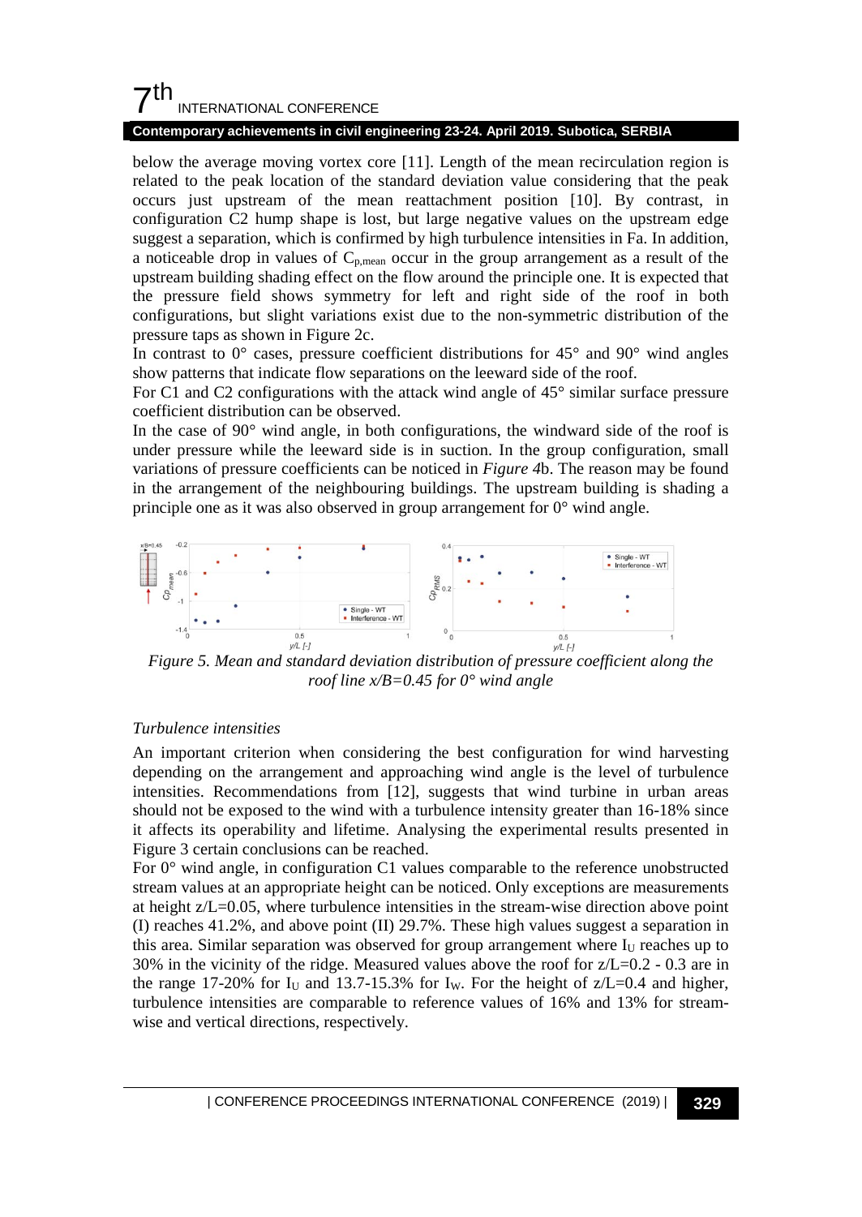below the average moving vortex core [11]. Length of the mean recirculation region is related to the peak location of the standard deviation value considering that the peak occurs just upstream of the mean reattachment position [10]. By contrast, in configuration C2 hump shape is lost, but large negative values on the upstream edge suggest a separation, which is confirmed by high turbulence intensities in Fa. In addition, a noticeable drop in values of $C_{p,mean}$ occur in the group arrangement as a result of the upstream building shading effect on the flow around the principle one. It is expected that the pressure field shows symmetry for left and right side of the roof in both configurations, but slight variations exist due to the non-symmetric distribution of the pressure taps as shown in Figure 2c.

In contrast to 0° cases, pressure coefficient distributions for 45° and 90° wind angles show patterns that indicate flow separations on the leeward side of the roof.

For C1 and C2 configurations with the attack wind angle of 45° similar surface pressure coefficient distribution can be observed.

In the case of 90° wind angle, in both configurations, the windward side of the roof is under pressure while the leeward side is in suction. In the group configuration, small variations of pressure coefficients can be noticed in *Figure 4*b. The reason may be found in the arrangement of the neighbouring buildings. The upstream building is shading a principle one as it was also observed in group arrangement for 0° wind angle.

*Figure 5. Mean and standard deviation distribution of pressure coefficient along the roof line x/B=0.45 for 0° wind angle*

### *Turbulence intensities*

An important criterion when considering the best configuration for wind harvesting depending on the arrangement and approaching wind angle is the level of turbulence intensities. Recommendations from [12], suggests that wind turbine in urban areas should not be exposed to the wind with a turbulence intensity greater than 16-18% since it affects its operability and lifetime. Analysing the experimental results presented in Figure 3 certain conclusions can be reached.

For 0° wind angle, in configuration C1 values comparable to the reference unobstructed stream values at an appropriate height can be noticed. Only exceptions are measurements at height $z/L=0.05$, where turbulence intensities in the stream-wise direction above point (I) reaches 41.2%, and above point (II) 29.7%. These high values suggest a separation in this area. Similar separation was observed for group arrangement where $I_U$ reaches up to 30% in the vicinity of the ridge. Measured values above the roof for $z/L=0.2$ - 0.3 are in the range 17-20% for $I_U$ and 13.7-15.3% for $I_W$. For the height of $z/L=0.4$ and higher, turbulence intensities are comparable to reference values of 16% and 13% for stream-wise and vertical directions, respectively.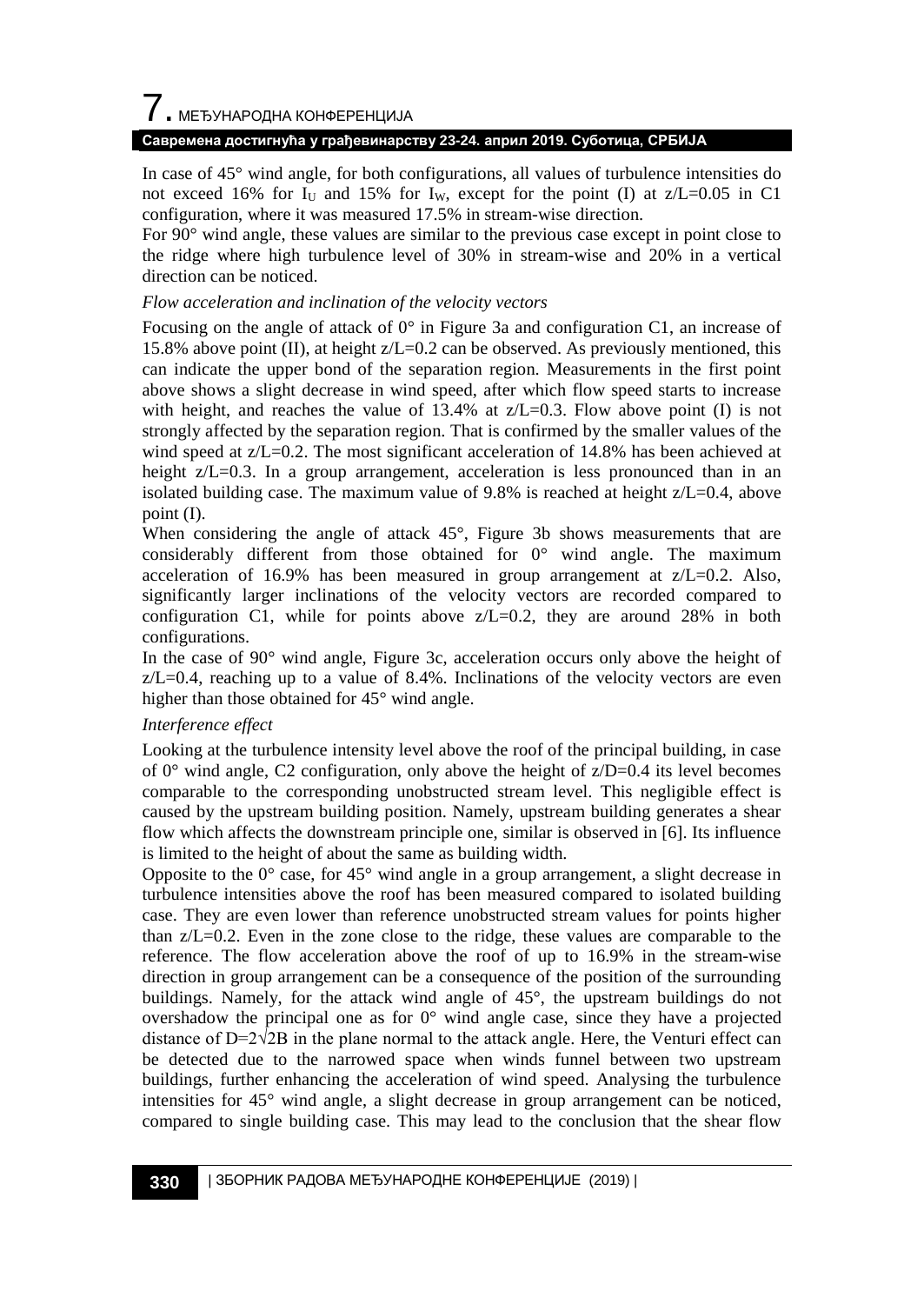In case of 45° wind angle, for both configurations, all values of turbulence intensities do not exceed 16% for $I_U$ and 15% for $I_W$, except for the point (I) at z/L=0.05 in C1 configuration, where it was measured 17.5% in stream-wise direction.

For 90° wind angle, these values are similar to the previous case except in point close to the ridge where high turbulence level of 30% in stream-wise and 20% in a vertical direction can be noticed.

*Flow acceleration and inclination of the velocity vectors*

Focusing on the angle of attack of 0° in Figure 3a and configuration C1, an increase of 15.8% above point (II), at height z/L=0.2 can be observed. As previously mentioned, this can indicate the upper bond of the separation region. Measurements in the first point above shows a slight decrease in wind speed, after which flow speed starts to increase with height, and reaches the value of 13.4% at z/L=0.3. Flow above point (I) is not strongly affected by the separation region. That is confirmed by the smaller values of the wind speed at z/L=0.2. The most significant acceleration of 14.8% has been achieved at height z/L=0.3. In a group arrangement, acceleration is less pronounced than in an isolated building case. The maximum value of 9.8% is reached at height z/L=0.4, above point (I).

When considering the angle of attack 45°, Figure 3b shows measurements that are considerably different from those obtained for 0° wind angle. The maximum acceleration of 16.9% has been measured in group arrangement at z/L=0.2. Also, significantly larger inclinations of the velocity vectors are recorded compared to configuration C1, while for points above z/L=0.2, they are around 28% in both configurations.

In the case of 90° wind angle, Figure 3c, acceleration occurs only above the height of z/L=0.4, reaching up to a value of 8.4%. Inclinations of the velocity vectors are even higher than those obtained for 45° wind angle.

*Interference effect*

Looking at the turbulence intensity level above the roof of the principal building, in case of 0° wind angle, C2 configuration, only above the height of z/D=0.4 its level becomes comparable to the corresponding unobstructed stream level. This negligible effect is caused by the upstream building position. Namely, upstream building generates a shear flow which affects the downstream principle one, similar is observed in [6]. Its influence is limited to the height of about the same as building width.

Opposite to the 0° case, for 45° wind angle in a group arrangement, a slight decrease in turbulence intensities above the roof has been measured compared to isolated building case. They are even lower than reference unobstructed stream values for points higher than z/L=0.2. Even in the zone close to the ridge, these values are comparable to the reference. The flow acceleration above the roof of up to 16.9% in the stream-wise direction in group arrangement can be a consequence of the position of the surrounding buildings. Namely, for the attack wind angle of 45°, the upstream buildings do not overshadow the principal one as for 0° wind angle case, since they have a projected distance of $D=2\sqrt{2}B$ in the plane normal to the attack angle. Here, the Venturi effect can be detected due to the narrowed space when winds funnel between two upstream buildings, further enhancing the acceleration of wind speed. Analysing the turbulence intensities for 45° wind angle, a slight decrease in group arrangement can be noticed, compared to single building case. This may lead to the conclusion that the shear flow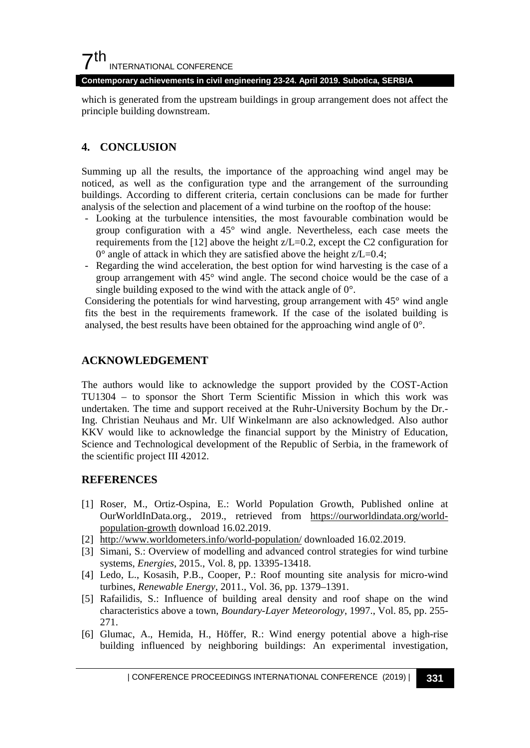which is generated from the upstream buildings in group arrangement does not affect the principle building downstream.

## 4. CONCLUSION

Summing up all the results, the importance of the approaching wind angel may be noticed, as well as the configuration type and the arrangement of the surrounding buildings. According to different criteria, certain conclusions can be made for further analysis of the selection and placement of a wind turbine on the rooftop of the house:

- Looking at the turbulence intensities, the most favourable combination would be group configuration with a 45° wind angle. Nevertheless, each case meets the requirements from the [12] above the height z/L=0.2, except the C2 configuration for 0° angle of attack in which they are satisfied above the height z/L=0.4;
- Regarding the wind acceleration, the best option for wind harvesting is the case of a group arrangement with 45° wind angle. The second choice would be the case of a single building exposed to the wind with the attack angle of 0°.

Considering the potentials for wind harvesting, group arrangement with 45° wind angle fits the best in the requirements framework. If the case of the isolated building is analysed, the best results have been obtained for the approaching wind angle of 0°.

## ACKNOWLEDGEMENT

The authors would like to acknowledge the support provided by the COST-Action TU1304 – to sponsor the Short Term Scientific Mission in which this work was undertaken. The time and support received at the Ruhr-University Bochum by the Dr.-Ing. Christian Neuhaus and Mr. Ulf Winkelmann are also acknowledged. Also author KKV would like to acknowledge the financial support by the Ministry of Education, Science and Technological development of the Republic of Serbia, in the framework of the scientific project III 42012.

## REFERENCES

[1] Roser, M., Ortiz-Ospina, E.: World Population Growth, Published online at OurWorldInData.org., 2019., retrieved from https://ourworldindata.org/world-population-growth download 16.02.2019.

[2] http://www.worldometers.info/world-population/ downloaded 16.02.2019.

[3] Simani, S.: Overview of modelling and advanced control strategies for wind turbine systems, *Energies*, 2015., Vol. 8, pp. 13395-13418.

[4] Ledo, L., Kosasih, P.B., Cooper, P.: Roof mounting site analysis for micro-wind turbines, *Renewable Energy*, 2011., Vol. 36, pp. 1379–1391.

[5] Rafailidis, S.: Influence of building areal density and roof shape on the wind characteristics above a town, *Boundary-Layer Meteorology*, 1997., Vol. 85, pp. 255-271.

[6] Glumac, A., Hemida, H., Höffer, R.: Wind energy potential above a high-rise building influenced by neighboring buildings: An experimental investigation,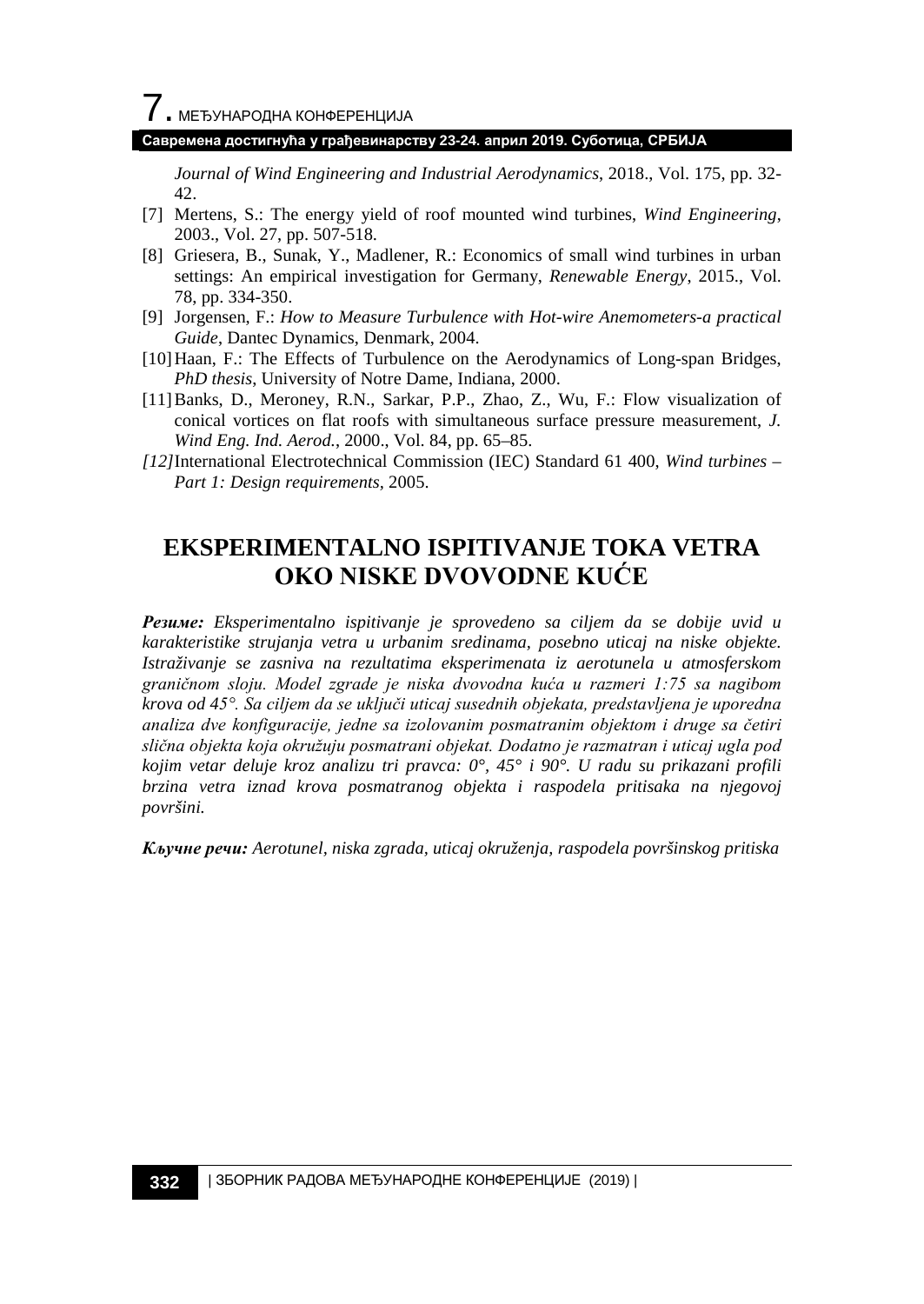*Journal of Wind Engineering and Industrial Aerodynamics*, 2018., Vol. 175, pp. 32-42.

[7] Mertens, S.: The energy yield of roof mounted wind turbines, *Wind Engineering*, 2003., Vol. 27, pp. 507-518.

[8] Griesera, B., Sunak, Y., Madlener, R.: Economics of small wind turbines in urban settings: An empirical investigation for Germany, *Renewable Energy*, 2015., Vol. 78, pp. 334-350.

[9] Jorgensen, F.: *How to Measure Turbulence with Hot-wire Anemometers-a practical Guide*, Dantec Dynamics, Denmark, 2004.

[10] Haan, F.: The Effects of Turbulence on the Aerodynamics of Long-span Bridges, *PhD thesis*, University of Notre Dame, Indiana, 2000.

[11] Banks, D., Meroney, R.N., Sarkar, P.P., Zhao, Z., Wu, F.: Flow visualization of conical vortices on flat roofs with simultaneous surface pressure measurement, *J. Wind Eng. Ind. Aerod.*, 2000., Vol. 84, pp. 65–85.

*[12]* International Electrotechnical Commission (IEC) Standard 61 400, *Wind turbines – Part 1: Design requirements*, 2005.

# EKSPERIMENTALNO ISPITIVANJE TOKA VETRA OKO NISKE DVOVODNE KUĆE

***Резиме:*** *Eksperimentalno ispitivanje je sprovedeno sa ciljem da se dobije uvid u karakteristike strujanja vetra u urbanim sredinama, posebno uticaj na niske objekte. Istraživanje se zasniva na rezultatima eksperimenata iz aerotunela u atmosferskom graničnom sloju. Model zgrade je niska dvovodna kuća u razmeri 1:75 sa nagibom krova od 45°. Sa ciljem da se uključi uticaj susednih objekata, predstavljena je uporedna analiza dve konfiguracije, jedne sa izolovanim posmatranim objektom i druge sa četiri slična objekta koja okružuju posmatrani objekat. Dodatno je razmatran i uticaj ugla pod kojim vetar deluje kroz analizu tri pravca: 0°, 45° i 90°. U radu su prikazani profili brzina vetra iznad krova posmatranog objekta i raspodela pritisaka na njegovoj površini.*

***Кључне речи:*** *Aerotunel, niska zgrada, uticaj okruženja, raspodela površinskog pritiska*